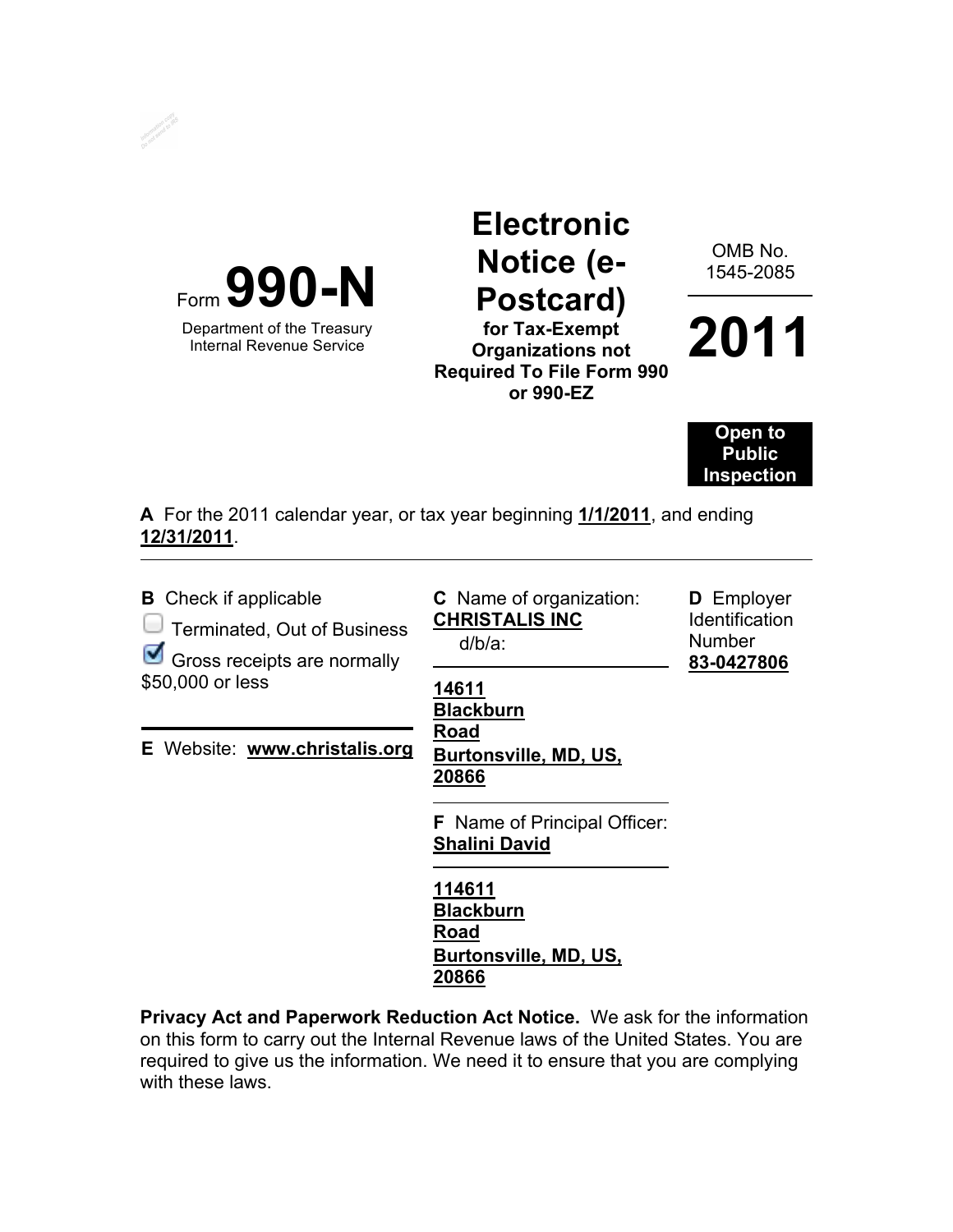Form **990-N**

Department of the Treasury
Internal Revenue Service

# Electronic Notice (e-Postcard)

**for Tax-Exempt Organizations not Required To File Form 990 or 990-EZ**

OMB No. 1545-2085

**2011**

**Open to Public Inspection**

**A** For the 2011 calendar year, or tax year beginning **1/1/2011**, and ending **12/31/2011**.

---

**B** Check if applicable

☐ Terminated, Out of Business

☑ Gross receipts are normally $50,000 or less

**E** Website: **www.christalis.org**

**C** Name of organization: **CHRISTALIS INC**
d/b/a:

**14611 Blackburn Road**
**Burtonsville, MD, US, 20866**

**D** Employer Identification Number **83-0427806**

**F** Name of Principal Officer: **Shalini David**

**114611 Blackburn Road**
**Burtonsville, MD, US, 20866**

**Privacy Act and Paperwork Reduction Act Notice.** We ask for the information on this form to carry out the Internal Revenue laws of the United States. You are required to give us the information. We need it to ensure that you are complying with these laws.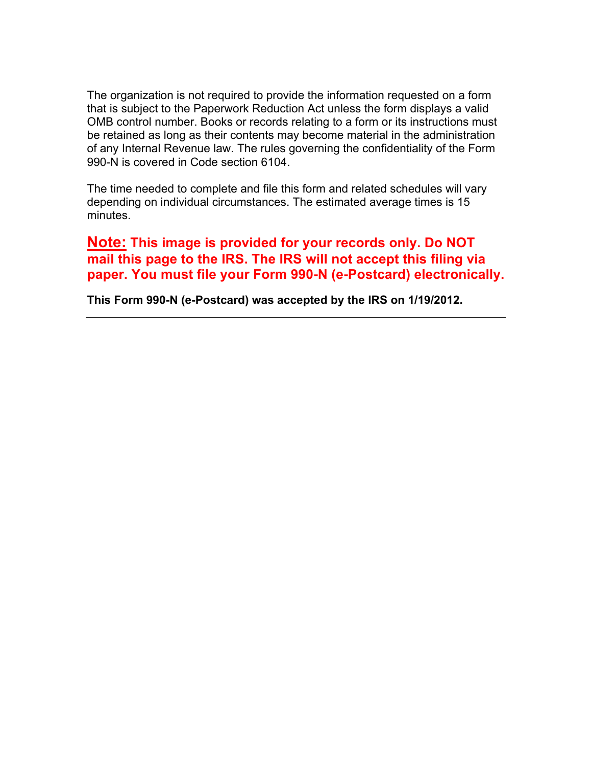The organization is not required to provide the information requested on a form that is subject to the Paperwork Reduction Act unless the form displays a valid OMB control number. Books or records relating to a form or its instructions must be retained as long as their contents may become material in the administration of any Internal Revenue law. The rules governing the confidentiality of the Form 990-N is covered in Code section 6104.

The time needed to complete and file this form and related schedules will vary depending on individual circumstances. The estimated average times is 15 minutes.

**Note: This image is provided for your records only. Do NOT mail this page to the IRS. The IRS will not accept this filing via paper. You must file your Form 990-N (e-Postcard) electronically.**

**This Form 990-N (e-Postcard) was accepted by the IRS on 1/19/2012.**

---